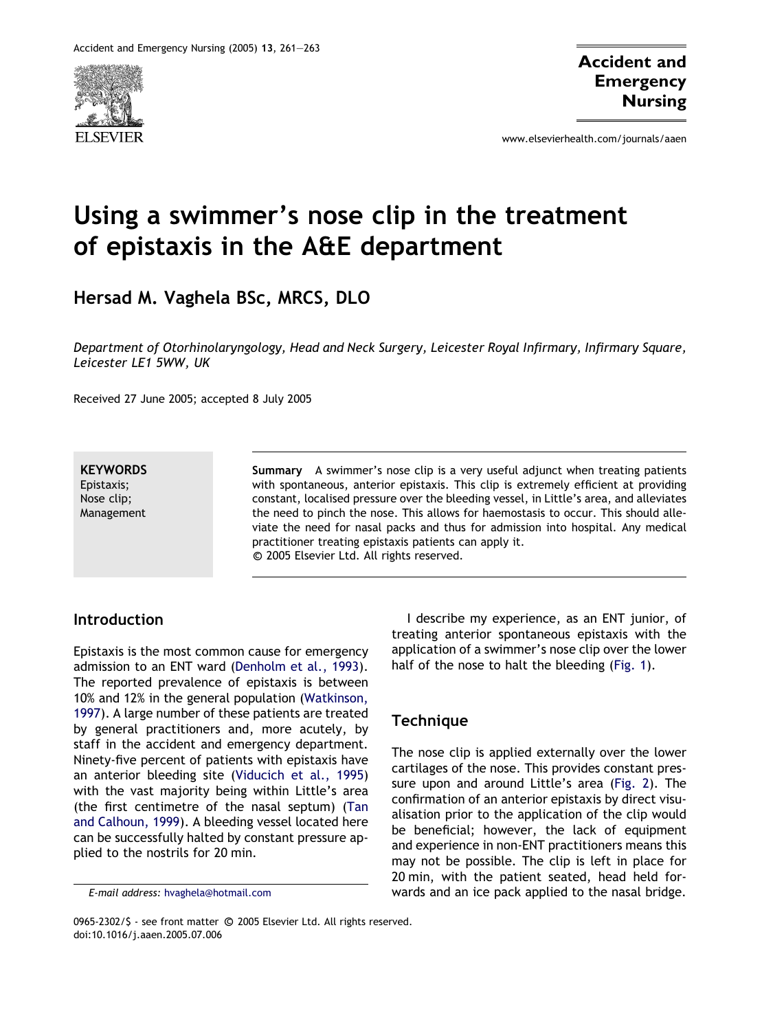# Using a swimmer's nose clip in the treatment of epistaxis in the A&E department

**Hersad M. Vaghela BSc, MRCS, DLO**

*Department of Otorhinolaryngology, Head and Neck Surgery, Leicester Royal Infirmary, Infirmary Square, Leicester LE1 5WW, UK*

Received 27 June 2005; accepted 8 July 2005

**KEYWORDS**
Epistaxis;
Nose clip;
Management

**Summary** A swimmer's nose clip is a very useful adjunct when treating patients with spontaneous, anterior epistaxis. This clip is extremely efficient at providing constant, localised pressure over the bleeding vessel, in Little's area, and alleviates the need to pinch the nose. This allows for haemostasis to occur. This should alleviate the need for nasal packs and thus for admission into hospital. Any medical practitioner treating epistaxis patients can apply it.
© 2005 Elsevier Ltd. All rights reserved.

## Introduction

Epistaxis is the most common cause for emergency admission to an ENT ward (Denholm et al., 1993). The reported prevalence of epistaxis is between 10% and 12% in the general population (Watkinson, 1997). A large number of these patients are treated by general practitioners and, more acutely, by staff in the accident and emergency department. Ninety-five percent of patients with epistaxis have an anterior bleeding site (Viducich et al., 1995) with the vast majority being within Little's area (the first centimetre of the nasal septum) (Tan and Calhoun, 1999). A bleeding vessel located here can be successfully halted by constant pressure applied to the nostrils for 20 min.

I describe my experience, as an ENT junior, of treating anterior spontaneous epistaxis with the application of a swimmer's nose clip over the lower half of the nose to halt the bleeding (Fig. 1).

## Technique

The nose clip is applied externally over the lower cartilages of the nose. This provides constant pressure upon and around Little's area (Fig. 2). The confirmation of an anterior epistaxis by direct visualisation prior to the application of the clip would be beneficial; however, the lack of equipment and experience in non-ENT practitioners means this may not be possible. The clip is left in place for 20 min, with the patient seated, head held forwards and an ice pack applied to the nasal bridge.

*E-mail address:* hvaghela@hotmail.com

0965-2302/$ - see front matter © 2005 Elsevier Ltd. All rights reserved.
doi:10.1016/j.aaen.2005.07.006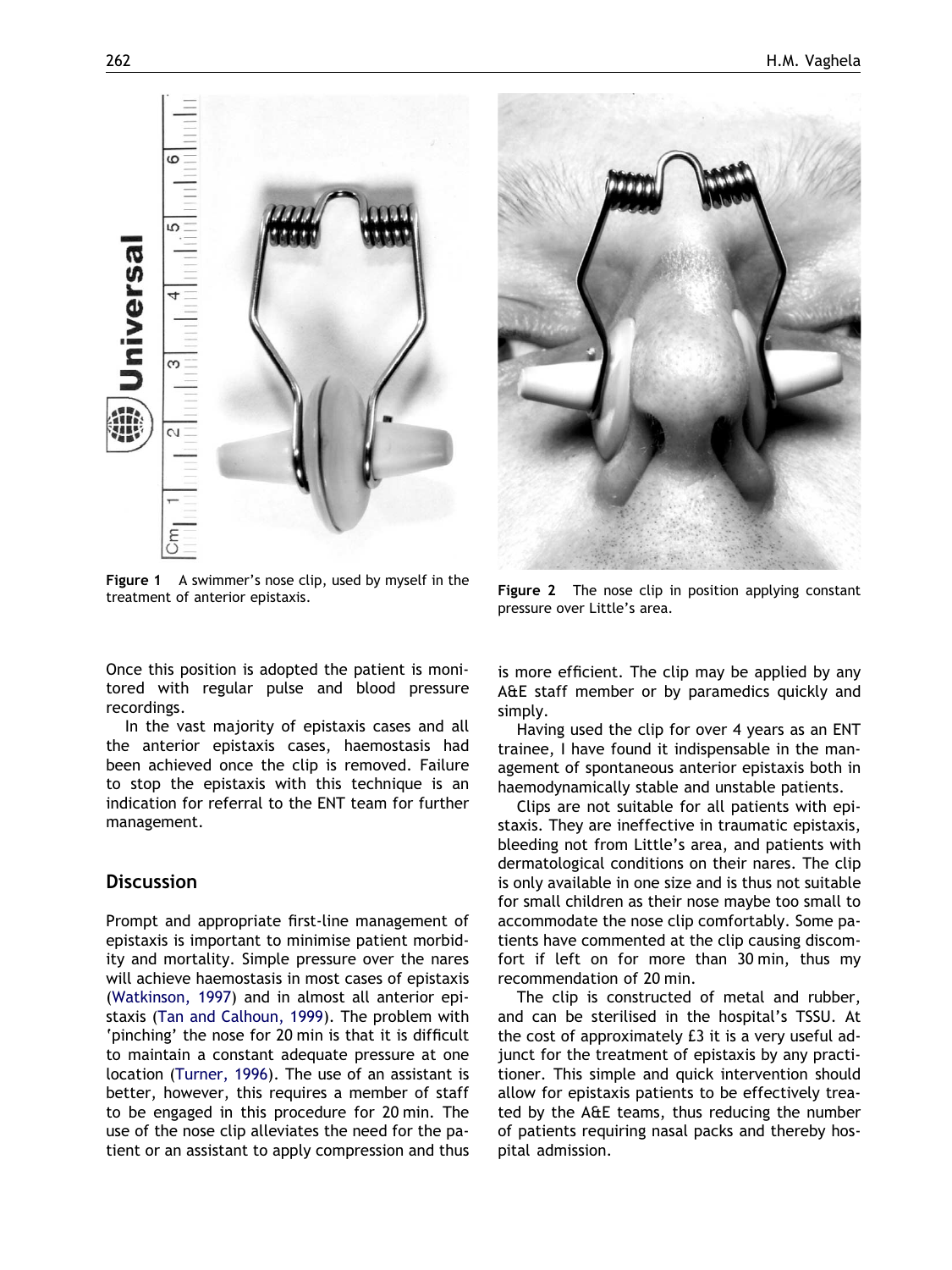Figure 1 A swimmer's nose clip, used by myself in the treatment of anterior epistaxis.

Figure 2 The nose clip in position applying constant pressure over Little's area.

Once this position is adopted the patient is monitored with regular pulse and blood pressure recordings.

In the vast majority of epistaxis cases and all the anterior epistaxis cases, haemostasis had been achieved once the clip is removed. Failure to stop the epistaxis with this technique is an indication for referral to the ENT team for further management.

## Discussion

Prompt and appropriate first-line management of epistaxis is important to minimise patient morbidity and mortality. Simple pressure over the nares will achieve haemostasis in most cases of epistaxis (Watkinson, 1997) and in almost all anterior epistaxis (Tan and Calhoun, 1999). The problem with 'pinching' the nose for 20 min is that it is difficult to maintain a constant adequate pressure at one location (Turner, 1996). The use of an assistant is better, however, this requires a member of staff to be engaged in this procedure for 20 min. The use of the nose clip alleviates the need for the patient or an assistant to apply compression and thus is more efficient. The clip may be applied by any A&E staff member or by paramedics quickly and simply.

Having used the clip for over 4 years as an ENT trainee, I have found it indispensable in the management of spontaneous anterior epistaxis both in haemodynamically stable and unstable patients.

Clips are not suitable for all patients with epistaxis. They are ineffective in traumatic epistaxis, bleeding not from Little's area, and patients with dermatological conditions on their nares. The clip is only available in one size and is thus not suitable for small children as their nose maybe too small to accommodate the nose clip comfortably. Some patients have commented at the clip causing discomfort if left on for more than 30 min, thus my recommendation of 20 min.

The clip is constructed of metal and rubber, and can be sterilised in the hospital's TSSU. At the cost of approximately £3 it is a very useful adjunct for the treatment of epistaxis by any practitioner. This simple and quick intervention should allow for epistaxis patients to be effectively treated by the A&E teams, thus reducing the number of patients requiring nasal packs and thereby hospital admission.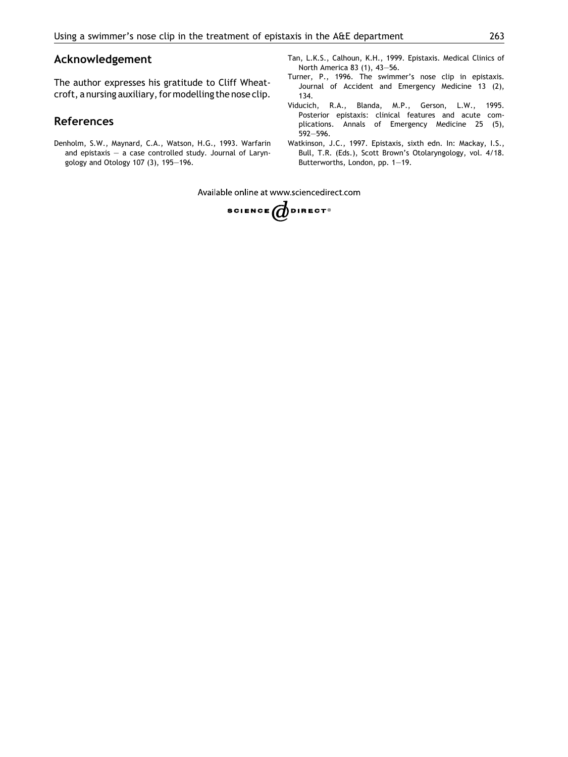## Acknowledgement

The author expresses his gratitude to Cliff Wheatcroft, a nursing auxiliary, for modelling the nose clip.

## References

Denholm, S.W., Maynard, C.A., Watson, H.G., 1993. Warfarin and epistaxis — a case controlled study. Journal of Laryngology and Otology 107 (3), 195—196.

Tan, L.K.S., Calhoun, K.H., 1999. Epistaxis. Medical Clinics of North America 83 (1), 43—56.

Turner, P., 1996. The swimmer's nose clip in epistaxis. Journal of Accident and Emergency Medicine 13 (2), 134.

Viducich, R.A., Blanda, M.P., Gerson, L.W., 1995. Posterior epistaxis: clinical features and acute complications. Annals of Emergency Medicine 25 (5), 592—596.

Watkinson, J.C., 1997. Epistaxis, sixth edn. In: Mackay, I.S., Bull, T.R. (Eds.), Scott Brown's Otolaryngology, vol. 4/18. Butterworths, London, pp. 1—19.

Available online at www.sciencedirect.com

SCIENCE @ DIRECT®